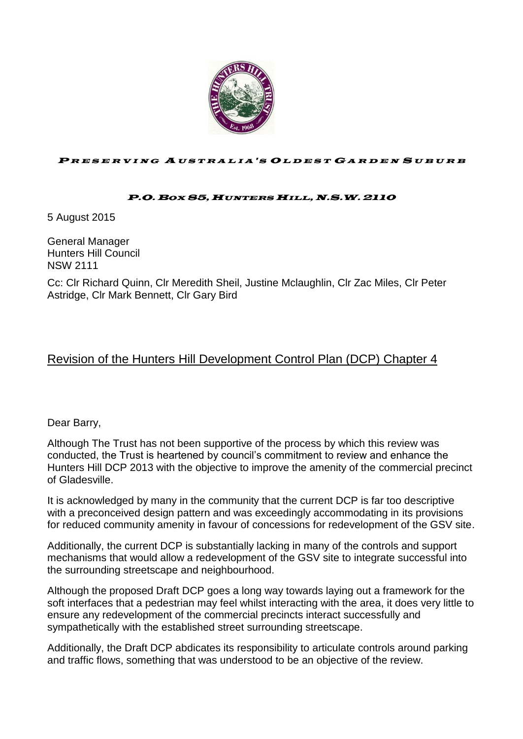*Preserving Australia's Oldest Garden Suburb*

*P.O. Box 85, Hunters Hill, N.S.W. 2110*

5 August 2015

General Manager
Hunters Hill Council
NSW 2111

Cc: Clr Richard Quinn, Clr Meredith Sheil, Justine Mclaughlin, Clr Zac Miles, Clr Peter Astridge, Clr Mark Bennett, Clr Gary Bird

## Revision of the Hunters Hill Development Control Plan (DCP) Chapter 4

Dear Barry,

Although The Trust has not been supportive of the process by which this review was conducted, the Trust is heartened by council's commitment to review and enhance the Hunters Hill DCP 2013 with the objective to improve the amenity of the commercial precinct of Gladesville.

It is acknowledged by many in the community that the current DCP is far too descriptive with a preconceived design pattern and was exceedingly accommodating in its provisions for reduced community amenity in favour of concessions for redevelopment of the GSV site.

Additionally, the current DCP is substantially lacking in many of the controls and support mechanisms that would allow a redevelopment of the GSV site to integrate successful into the surrounding streetscape and neighbourhood.

Although the proposed Draft DCP goes a long way towards laying out a framework for the soft interfaces that a pedestrian may feel whilst interacting with the area, it does very little to ensure any redevelopment of the commercial precincts interact successfully and sympathetically with the established street surrounding streetscape.

Additionally, the Draft DCP abdicates its responsibility to articulate controls around parking and traffic flows, something that was understood to be an objective of the review.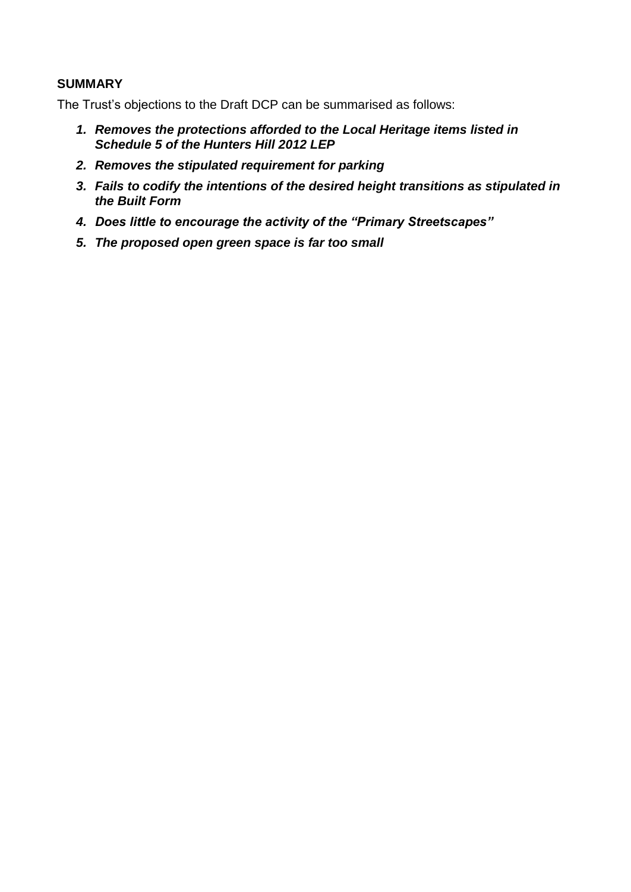## SUMMARY

The Trust's objections to the Draft DCP can be summarised as follows:

1. ***Removes the protections afforded to the Local Heritage items listed in Schedule 5 of the Hunters Hill 2012 LEP***
2. ***Removes the stipulated requirement for parking***
3. ***Fails to codify the intentions of the desired height transitions as stipulated in the Built Form***
4. ***Does little to encourage the activity of the "Primary Streetscapes"***
5. ***The proposed open green space is far too small***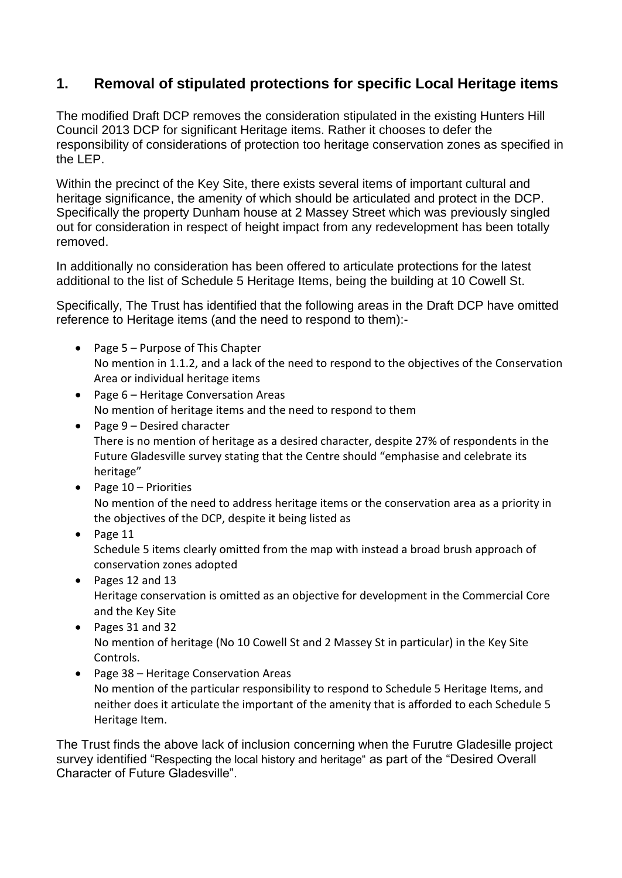## 1. Removal of stipulated protections for specific Local Heritage items

The modified Draft DCP removes the consideration stipulated in the existing Hunters Hill Council 2013 DCP for significant Heritage items. Rather it chooses to defer the responsibility of considerations of protection too heritage conservation zones as specified in the LEP.

Within the precinct of the Key Site, there exists several items of important cultural and heritage significance, the amenity of which should be articulated and protect in the DCP. Specifically the property Dunham house at 2 Massey Street which was previously singled out for consideration in respect of height impact from any redevelopment has been totally removed.

In additionally no consideration has been offered to articulate protections for the latest additional to the list of Schedule 5 Heritage Items, being the building at 10 Cowell St.

Specifically, The Trust has identified that the following areas in the Draft DCP have omitted reference to Heritage items (and the need to respond to them):-

- Page 5 – Purpose of This Chapter
  No mention in 1.1.2, and a lack of the need to respond to the objectives of the Conservation Area or individual heritage items
- Page 6 – Heritage Conversation Areas
  No mention of heritage items and the need to respond to them
- Page 9 – Desired character
  There is no mention of heritage as a desired character, despite 27% of respondents in the Future Gladesville survey stating that the Centre should "emphasise and celebrate its heritage"
- Page 10 – Priorities
  No mention of the need to address heritage items or the conservation area as a priority in the objectives of the DCP, despite it being listed as
- Page 11
  Schedule 5 items clearly omitted from the map with instead a broad brush approach of conservation zones adopted
- Pages 12 and 13
  Heritage conservation is omitted as an objective for development in the Commercial Core and the Key Site
- Pages 31 and 32
  No mention of heritage (No 10 Cowell St and 2 Massey St in particular) in the Key Site Controls.
- Page 38 – Heritage Conservation Areas
  No mention of the particular responsibility to respond to Schedule 5 Heritage Items, and neither does it articulate the important of the amenity that is afforded to each Schedule 5 Heritage Item.

The Trust finds the above lack of inclusion concerning when the Furutre Gladesille project survey identified "Respecting the local history and heritage" as part of the "Desired Overall Character of Future Gladesville".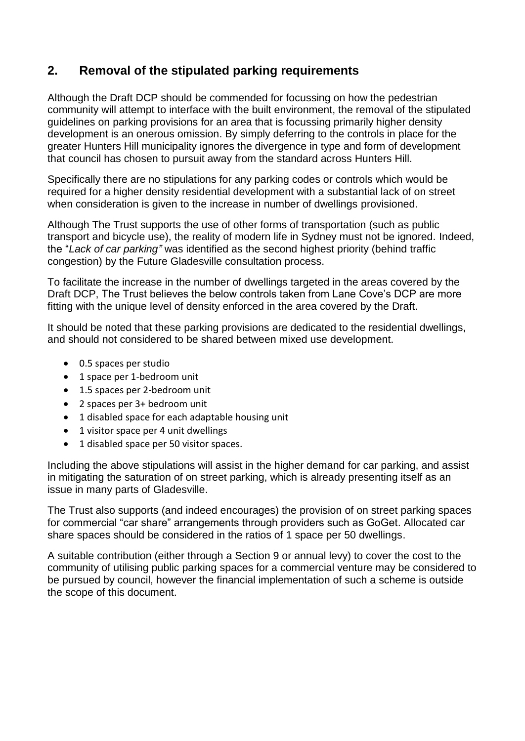## 2. Removal of the stipulated parking requirements

Although the Draft DCP should be commended for focussing on how the pedestrian community will attempt to interface with the built environment, the removal of the stipulated guidelines on parking provisions for an area that is focussing primarily higher density development is an onerous omission. By simply deferring to the controls in place for the greater Hunters Hill municipality ignores the divergence in type and form of development that council has chosen to pursuit away from the standard across Hunters Hill.

Specifically there are no stipulations for any parking codes or controls which would be required for a higher density residential development with a substantial lack of on street when consideration is given to the increase in number of dwellings provisioned.

Although The Trust supports the use of other forms of transportation (such as public transport and bicycle use), the reality of modern life in Sydney must not be ignored. Indeed, the "*Lack of car parking"* was identified as the second highest priority (behind traffic congestion) by the Future Gladesville consultation process.

To facilitate the increase in the number of dwellings targeted in the areas covered by the Draft DCP, The Trust believes the below controls taken from Lane Cove's DCP are more fitting with the unique level of density enforced in the area covered by the Draft.

It should be noted that these parking provisions are dedicated to the residential dwellings, and should not considered to be shared between mixed use development.

- 0.5 spaces per studio
- 1 space per 1-bedroom unit
- 1.5 spaces per 2-bedroom unit
- 2 spaces per 3+ bedroom unit
- 1 disabled space for each adaptable housing unit
- 1 visitor space per 4 unit dwellings
- 1 disabled space per 50 visitor spaces.

Including the above stipulations will assist in the higher demand for car parking, and assist in mitigating the saturation of on street parking, which is already presenting itself as an issue in many parts of Gladesville.

The Trust also supports (and indeed encourages) the provision of on street parking spaces for commercial "car share" arrangements through providers such as GoGet. Allocated car share spaces should be considered in the ratios of 1 space per 50 dwellings.

A suitable contribution (either through a Section 9 or annual levy) to cover the cost to the community of utilising public parking spaces for a commercial venture may be considered to be pursued by council, however the financial implementation of such a scheme is outside the scope of this document.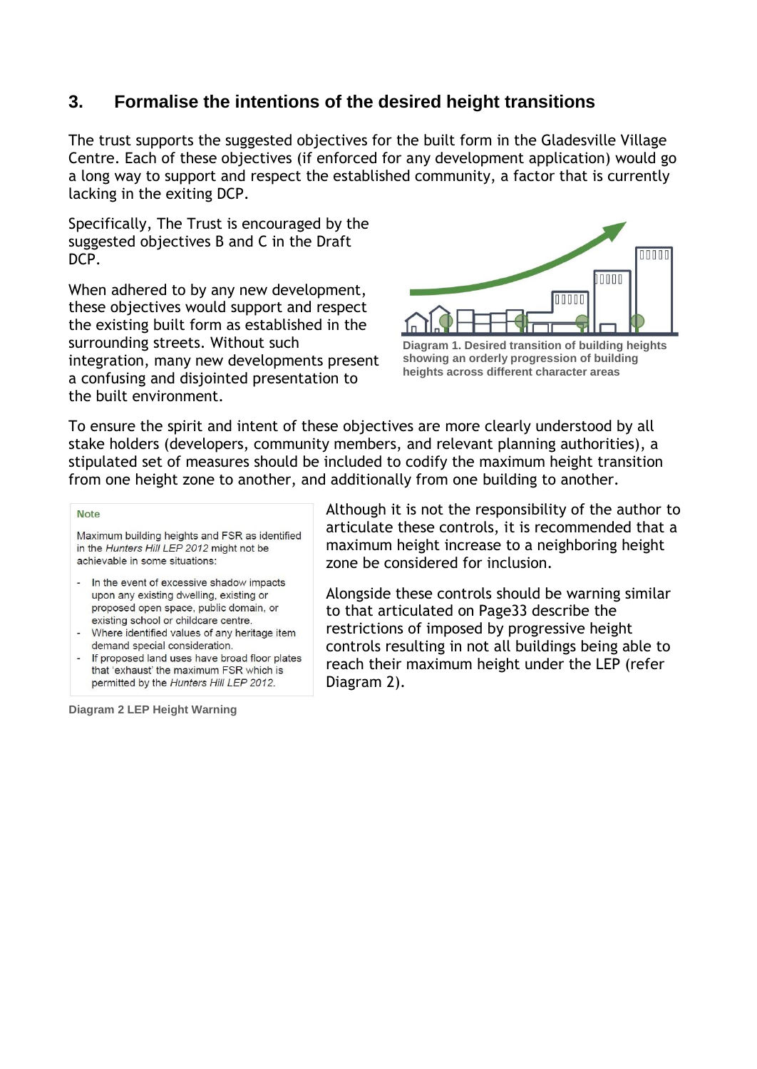## 3. Formalise the intentions of the desired height transitions

The trust supports the suggested objectives for the built form in the Gladesville Village Centre. Each of these objectives (if enforced for any development application) would go a long way to support and respect the established community, a factor that is currently lacking in the exiting DCP.

Specifically, The Trust is encouraged by the suggested objectives B and C in the Draft DCP.

When adhered to by any new development, these objectives would support and respect the existing built form as established in the surrounding streets. Without such integration, many new developments present a confusing and disjointed presentation to the built environment.

**Diagram 1. Desired transition of building heights showing an orderly progression of building heights across different character areas**

To ensure the spirit and intent of these objectives are more clearly understood by all stake holders (developers, community members, and relevant planning authorities), a stipulated set of measures should be included to codify the maximum height transition from one height zone to another, and additionally from one building to another.

Although it is not the responsibility of the author to articulate these controls, it is recommended that a maximum height increase to a neighboring height zone be considered for inclusion.

Alongside these controls should be warning similar to that articulated on Page33 describe the restrictions of imposed by progressive height controls resulting in not all buildings being able to reach their maximum height under the LEP (refer Diagram 2).

> **Note**
>
> Maximum building heights and FSR as identified in the *Hunters Hill LEP 2012* might not be achievable in some situations:
>
> - In the event of excessive shadow impacts upon any existing dwelling, existing or proposed open space, public domain, or existing school or childcare centre.
> - Where identified values of any heritage item demand special consideration.
> - If proposed land uses have broad floor plates that 'exhaust' the maximum FSR which is permitted by the *Hunters Hill LEP 2012*.

**Diagram 2 LEP Height Warning**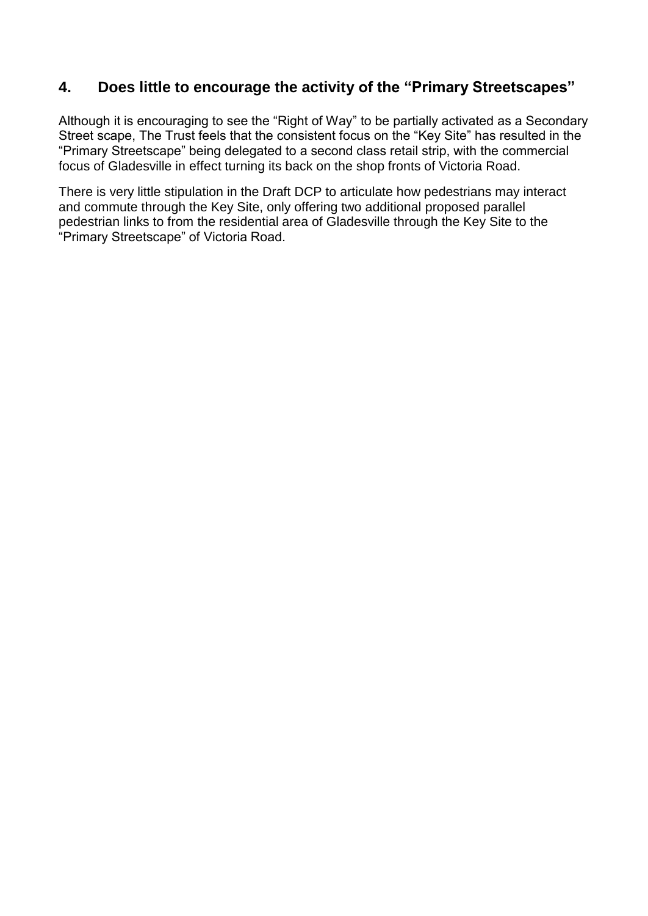## 4. Does little to encourage the activity of the "Primary Streetscapes"

Although it is encouraging to see the "Right of Way" to be partially activated as a Secondary Street scape, The Trust feels that the consistent focus on the "Key Site" has resulted in the "Primary Streetscape" being delegated to a second class retail strip, with the commercial focus of Gladesville in effect turning its back on the shop fronts of Victoria Road.

There is very little stipulation in the Draft DCP to articulate how pedestrians may interact and commute through the Key Site, only offering two additional proposed parallel pedestrian links to from the residential area of Gladesville through the Key Site to the "Primary Streetscape" of Victoria Road.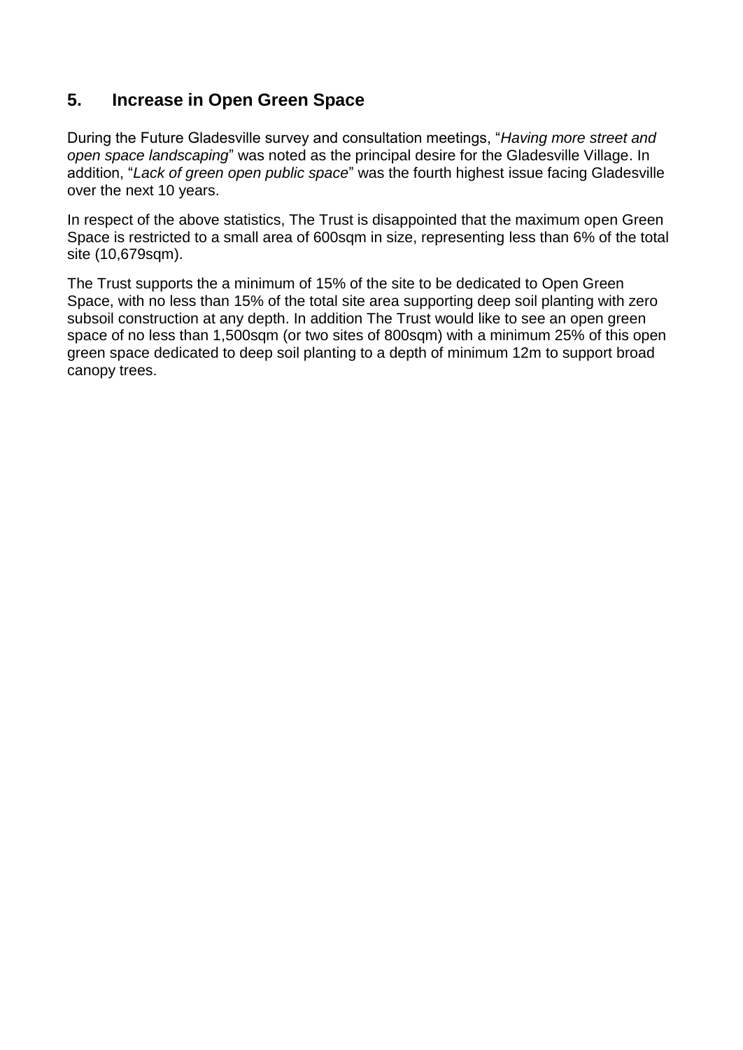## 5. Increase in Open Green Space

During the Future Gladesville survey and consultation meetings, "*Having more street and open space landscaping*" was noted as the principal desire for the Gladesville Village. In addition, "*Lack of green open public space*" was the fourth highest issue facing Gladesville over the next 10 years.

In respect of the above statistics, The Trust is disappointed that the maximum open Green Space is restricted to a small area of 600sqm in size, representing less than 6% of the total site (10,679sqm).

The Trust supports the a minimum of 15% of the site to be dedicated to Open Green Space, with no less than 15% of the total site area supporting deep soil planting with zero subsoil construction at any depth. In addition The Trust would like to see an open green space of no less than 1,500sqm (or two sites of 800sqm) with a minimum 25% of this open green space dedicated to deep soil planting to a depth of minimum 12m to support broad canopy trees.